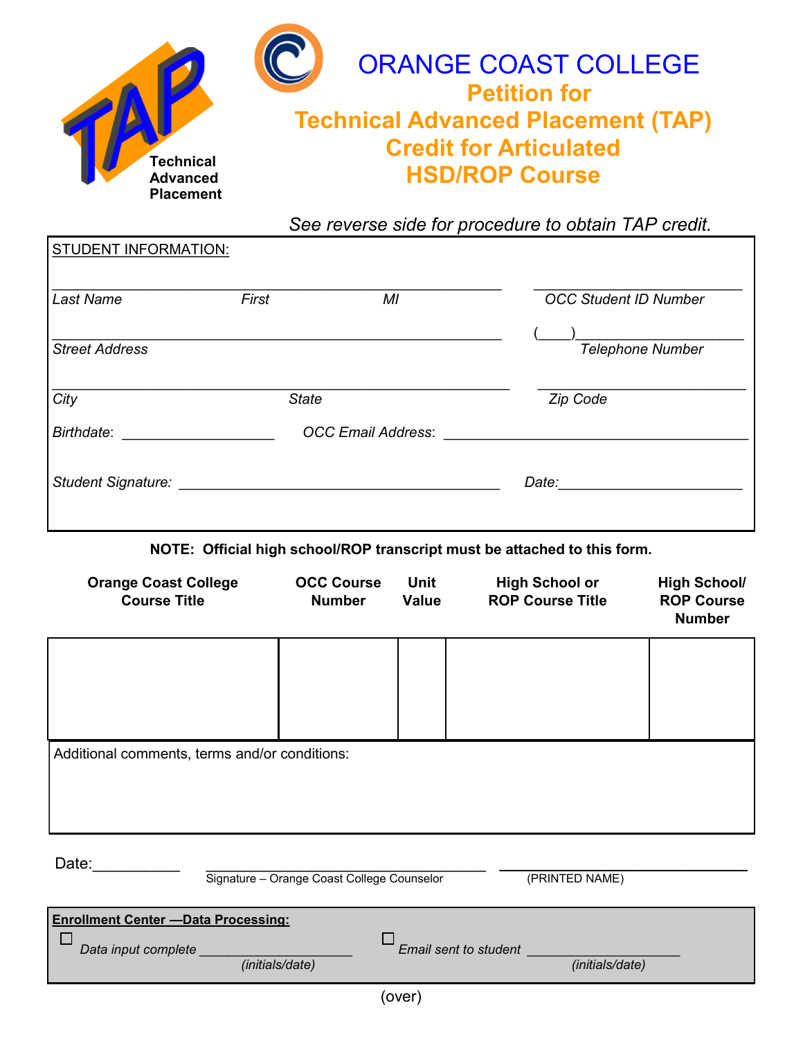Technical Advanced Placement

# ORANGE COAST COLLEGE

## Petition for Technical Advanced Placement (TAP) Credit for Articulated HSD/ROP Course

*See reverse side for procedure to obtain TAP credit.*

STUDENT INFORMATION:

_______________________________________________ _______________________
*Last Name* *First* *MI* *OCC Student ID Number*

_______________________________________________ (____)___________________
*Street Address* *Telephone Number*

_______________________________________________ _______________________
*City* *State* *Zip Code*

*Birthdate*: ___________________ *OCC Email Address*: ___________________________________

*Student Signature:* ______________________________________ *Date:*____________________

**NOTE: Official high school/ROP transcript must be attached to this form.**

| Orange Coast College Course Title | OCC Course Number | Unit Value | High School or ROP Course Title | High School/ ROP Course Number |
|---|---|---|---|---|
| | | | | |

Additional comments, terms and/or conditions:

Date:__________ ____________________________________ ______________________________
Signature – Orange Coast College Counselor (PRINTED NAME)

**Enrollment Center —Data Processing:**

☐ *Data input complete* ____________________ *(initials/date)*

☐ *Email sent to student* ____________________ *(initials/date)*

(over)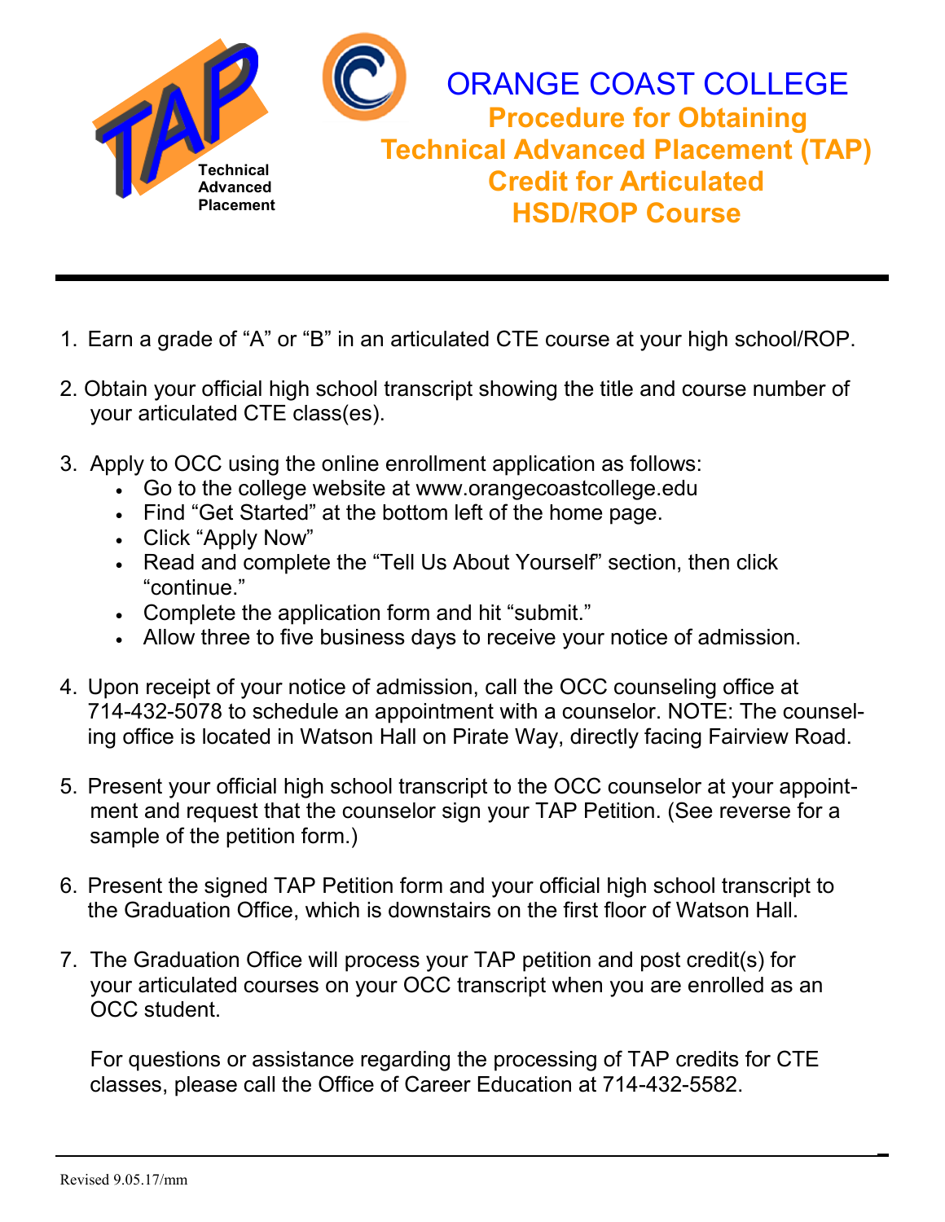# ORANGE COAST COLLEGE

## Procedure for Obtaining Technical Advanced Placement (TAP) Credit for Articulated HSD/ROP Course

Technical Advanced Placement

1. Earn a grade of “A” or “B” in an articulated CTE course at your high school/ROP.

2. Obtain your official high school transcript showing the title and course number of your articulated CTE class(es).

3. Apply to OCC using the online enrollment application as follows:
   - Go to the college website at www.orangecoastcollege.edu
   - Find “Get Started” at the bottom left of the home page.
   - Click “Apply Now”
   - Read and complete the “Tell Us About Yourself” section, then click “continue.”
   - Complete the application form and hit “submit.”
   - Allow three to five business days to receive your notice of admission.

4. Upon receipt of your notice of admission, call the OCC counseling office at 714-432-5078 to schedule an appointment with a counselor. NOTE: The counseling office is located in Watson Hall on Pirate Way, directly facing Fairview Road.

5. Present your official high school transcript to the OCC counselor at your appointment and request that the counselor sign your TAP Petition. (See reverse for a sample of the petition form.)

6. Present the signed TAP Petition form and your official high school transcript to the Graduation Office, which is downstairs on the first floor of Watson Hall.

7. The Graduation Office will process your TAP petition and post credit(s) for your articulated courses on your OCC transcript when you are enrolled as an OCC student.

   For questions or assistance regarding the processing of TAP credits for CTE classes, please call the Office of Career Education at 714-432-5582.

Revised 9.05.17/mm